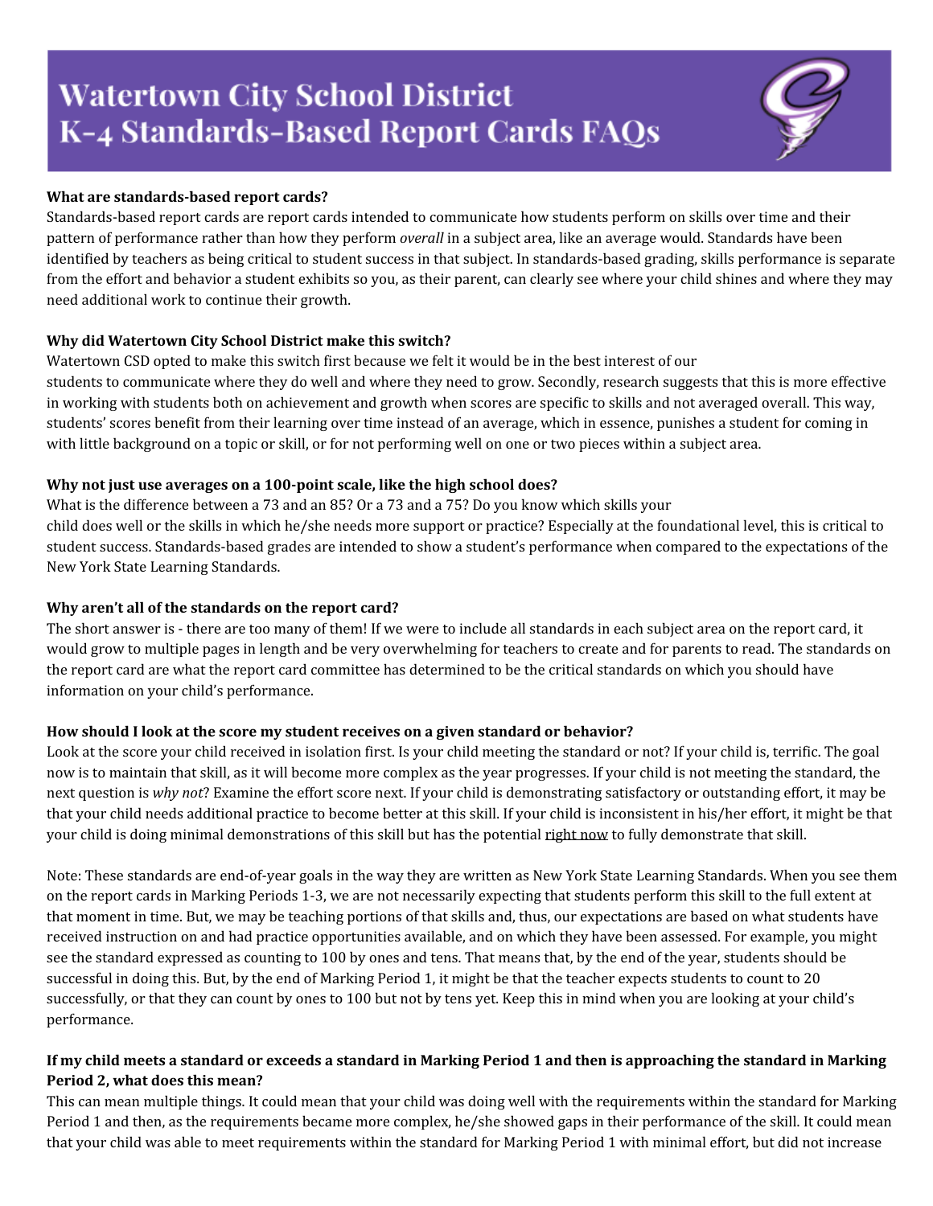# Watertown City School District
# K-4 Standards-Based Report Cards FAQs

**What are standards-based report cards?**

Standards-based report cards are report cards intended to communicate how students perform on skills over time and their pattern of performance rather than how they perform *overall* in a subject area, like an average would. Standards have been identified by teachers as being critical to student success in that subject. In standards-based grading, skills performance is separate from the effort and behavior a student exhibits so you, as their parent, can clearly see where your child shines and where they may need additional work to continue their growth.

**Why did Watertown City School District make this switch?**

Watertown CSD opted to make this switch first because we felt it would be in the best interest of our students to communicate where they do well and where they need to grow. Secondly, research suggests that this is more effective in working with students both on achievement and growth when scores are specific to skills and not averaged overall. This way, students' scores benefit from their learning over time instead of an average, which in essence, punishes a student for coming in with little background on a topic or skill, or for not performing well on one or two pieces within a subject area.

**Why not just use averages on a 100-point scale, like the high school does?**

What is the difference between a 73 and an 85? Or a 73 and a 75? Do you know which skills your child does well or the skills in which he/she needs more support or practice? Especially at the foundational level, this is critical to student success. Standards-based grades are intended to show a student's performance when compared to the expectations of the New York State Learning Standards.

**Why aren't all of the standards on the report card?**

The short answer is - there are too many of them! If we were to include all standards in each subject area on the report card, it would grow to multiple pages in length and be very overwhelming for teachers to create and for parents to read. The standards on the report card are what the report card committee has determined to be the critical standards on which you should have information on your child's performance.

**How should I look at the score my student receives on a given standard or behavior?**

Look at the score your child received in isolation first. Is your child meeting the standard or not? If your child is, terrific. The goal now is to maintain that skill, as it will become more complex as the year progresses. If your child is not meeting the standard, the next question is *why not*? Examine the effort score next. If your child is demonstrating satisfactory or outstanding effort, it may be that your child needs additional practice to become better at this skill. If your child is inconsistent in his/her effort, it might be that your child is doing minimal demonstrations of this skill but has the potential right now to fully demonstrate that skill.

Note: These standards are end-of-year goals in the way they are written as New York State Learning Standards. When you see them on the report cards in Marking Periods 1-3, we are not necessarily expecting that students perform this skill to the full extent at that moment in time. But, we may be teaching portions of that skills and, thus, our expectations are based on what students have received instruction on and had practice opportunities available, and on which they have been assessed. For example, you might see the standard expressed as counting to 100 by ones and tens. That means that, by the end of the year, students should be successful in doing this. But, by the end of Marking Period 1, it might be that the teacher expects students to count to 20 successfully, or that they can count by ones to 100 but not by tens yet. Keep this in mind when you are looking at your child's performance.

**If my child meets a standard or exceeds a standard in Marking Period 1 and then is approaching the standard in Marking Period 2, what does this mean?**

This can mean multiple things. It could mean that your child was doing well with the requirements within the standard for Marking Period 1 and then, as the requirements became more complex, he/she showed gaps in their performance of the skill. It could mean that your child was able to meet requirements within the standard for Marking Period 1 with minimal effort, but did not increase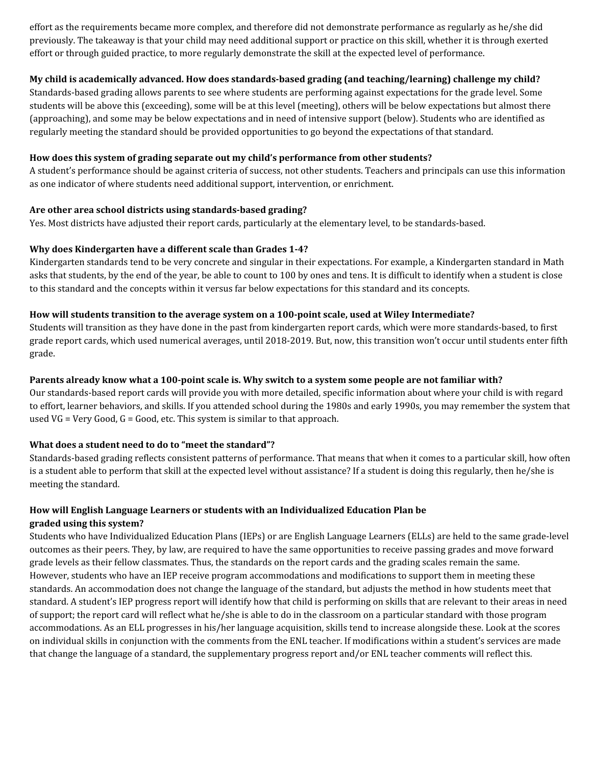effort as the requirements became more complex, and therefore did not demonstrate performance as regularly as he/she did previously. The takeaway is that your child may need additional support or practice on this skill, whether it is through exerted effort or through guided practice, to more regularly demonstrate the skill at the expected level of performance.

**My child is academically advanced. How does standards-based grading (and teaching/learning) challenge my child?**

Standards-based grading allows parents to see where students are performing against expectations for the grade level. Some students will be above this (exceeding), some will be at this level (meeting), others will be below expectations but almost there (approaching), and some may be below expectations and in need of intensive support (below). Students who are identified as regularly meeting the standard should be provided opportunities to go beyond the expectations of that standard.

**How does this system of grading separate out my child's performance from other students?**

A student's performance should be against criteria of success, not other students. Teachers and principals can use this information as one indicator of where students need additional support, intervention, or enrichment.

**Are other area school districts using standards-based grading?**

Yes. Most districts have adjusted their report cards, particularly at the elementary level, to be standards-based.

**Why does Kindergarten have a different scale than Grades 1-4?**

Kindergarten standards tend to be very concrete and singular in their expectations. For example, a Kindergarten standard in Math asks that students, by the end of the year, be able to count to 100 by ones and tens. It is difficult to identify when a student is close to this standard and the concepts within it versus far below expectations for this standard and its concepts.

**How will students transition to the average system on a 100-point scale, used at Wiley Intermediate?**

Students will transition as they have done in the past from kindergarten report cards, which were more standards-based, to first grade report cards, which used numerical averages, until 2018-2019. But, now, this transition won't occur until students enter fifth grade.

**Parents already know what a 100-point scale is. Why switch to a system some people are not familiar with?**

Our standards-based report cards will provide you with more detailed, specific information about where your child is with regard to effort, learner behaviors, and skills. If you attended school during the 1980s and early 1990s, you may remember the system that used VG = Very Good, G = Good, etc. This system is similar to that approach.

**What does a student need to do to "meet the standard"?**

Standards-based grading reflects consistent patterns of performance. That means that when it comes to a particular skill, how often is a student able to perform that skill at the expected level without assistance? If a student is doing this regularly, then he/she is meeting the standard.

**How will English Language Learners or students with an Individualized Education Plan be graded using this system?**

Students who have Individualized Education Plans (IEPs) or are English Language Learners (ELLs) are held to the same grade-level outcomes as their peers. They, by law, are required to have the same opportunities to receive passing grades and move forward grade levels as their fellow classmates. Thus, the standards on the report cards and the grading scales remain the same. However, students who have an IEP receive program accommodations and modifications to support them in meeting these standards. An accommodation does not change the language of the standard, but adjusts the method in how students meet that standard. A student's IEP progress report will identify how that child is performing on skills that are relevant to their areas in need of support; the report card will reflect what he/she is able to do in the classroom on a particular standard with those program accommodations. As an ELL progresses in his/her language acquisition, skills tend to increase alongside these. Look at the scores on individual skills in conjunction with the comments from the ENL teacher. If modifications within a student's services are made that change the language of a standard, the supplementary progress report and/or ENL teacher comments will reflect this.